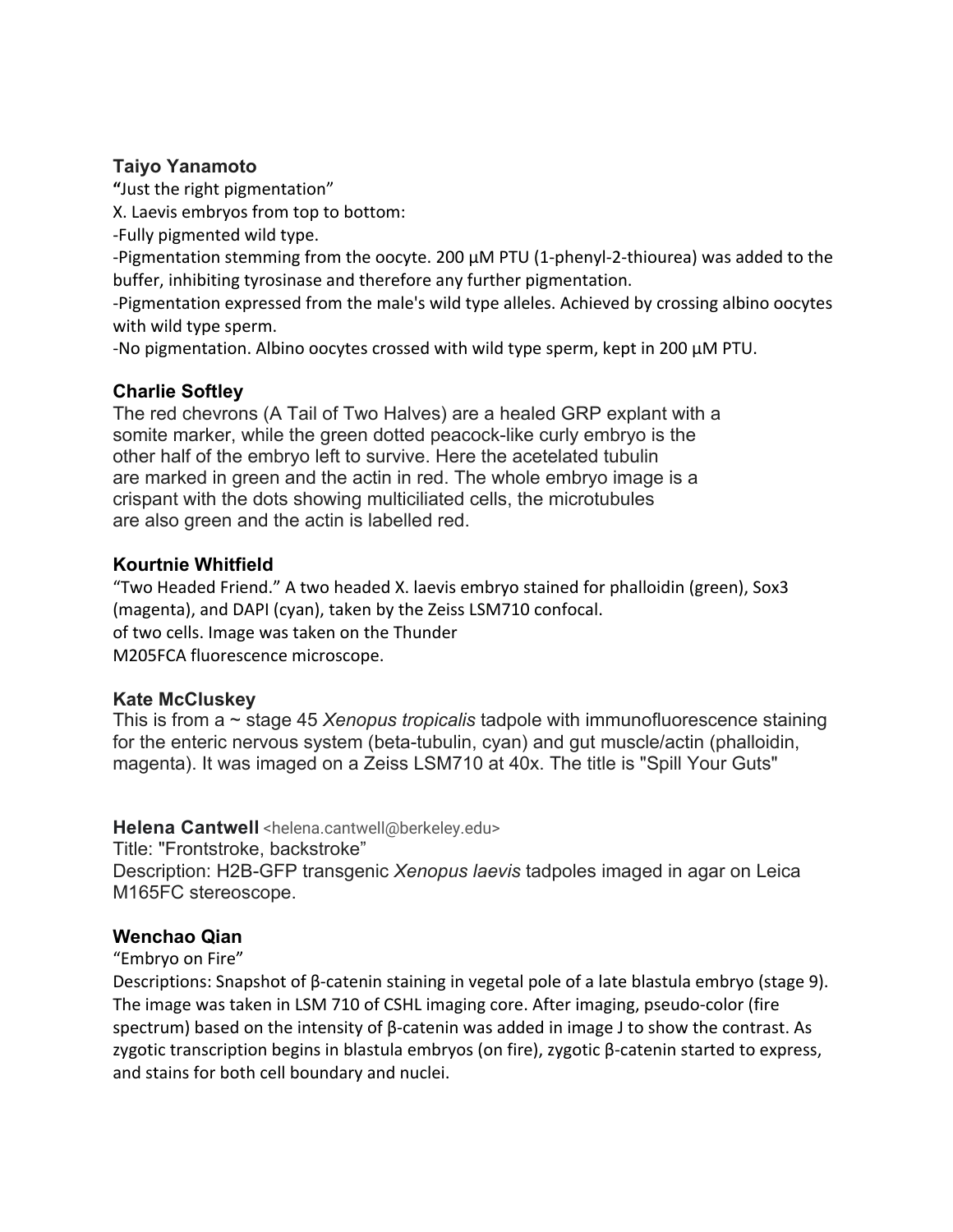**Taiyo Yanamoto**

"Just the right pigmentation"

X. Laevis embryos from top to bottom:

-Fully pigmented wild type.

-Pigmentation stemming from the oocyte. 200 μM PTU (1-phenyl-2-thiourea) was added to the buffer, inhibiting tyrosinase and therefore any further pigmentation.

-Pigmentation expressed from the male's wild type alleles. Achieved by crossing albino oocytes with wild type sperm.

-No pigmentation. Albino oocytes crossed with wild type sperm, kept in 200 μM PTU.

**Charlie Softley**

The red chevrons (A Tail of Two Halves) are a healed GRP explant with a somite marker, while the green dotted peacock-like curly embryo is the other half of the embryo left to survive. Here the acetelated tubulin are marked in green and the actin in red. The whole embryo image is a crispant with the dots showing multiciliated cells, the microtubules are also green and the actin is labelled red.

**Kourtnie Whitfield**

"Two Headed Friend." A two headed X. laevis embryo stained for phalloidin (green), Sox3 (magenta), and DAPI (cyan), taken by the Zeiss LSM710 confocal.
of two cells. Image was taken on the Thunder
M205FCA fluorescence microscope.

**Kate McCluskey**

This is from a ~ stage 45 *Xenopus tropicalis* tadpole with immunofluorescence staining for the enteric nervous system (beta-tubulin, cyan) and gut muscle/actin (phalloidin, magenta). It was imaged on a Zeiss LSM710 at 40x. The title is "Spill Your Guts"

**Helena Cantwell** <helena.cantwell@berkeley.edu>

Title: "Frontstroke, backstroke"

Description: H2B-GFP transgenic *Xenopus laevis* tadpoles imaged in agar on Leica M165FC stereoscope.

**Wenchao Qian**

"Embryo on Fire"

Descriptions: Snapshot of β-catenin staining in vegetal pole of a late blastula embryo (stage 9). The image was taken in LSM 710 of CSHL imaging core. After imaging, pseudo-color (fire spectrum) based on the intensity of β-catenin was added in image J to show the contrast. As zygotic transcription begins in blastula embryos (on fire), zygotic β-catenin started to express, and stains for both cell boundary and nuclei.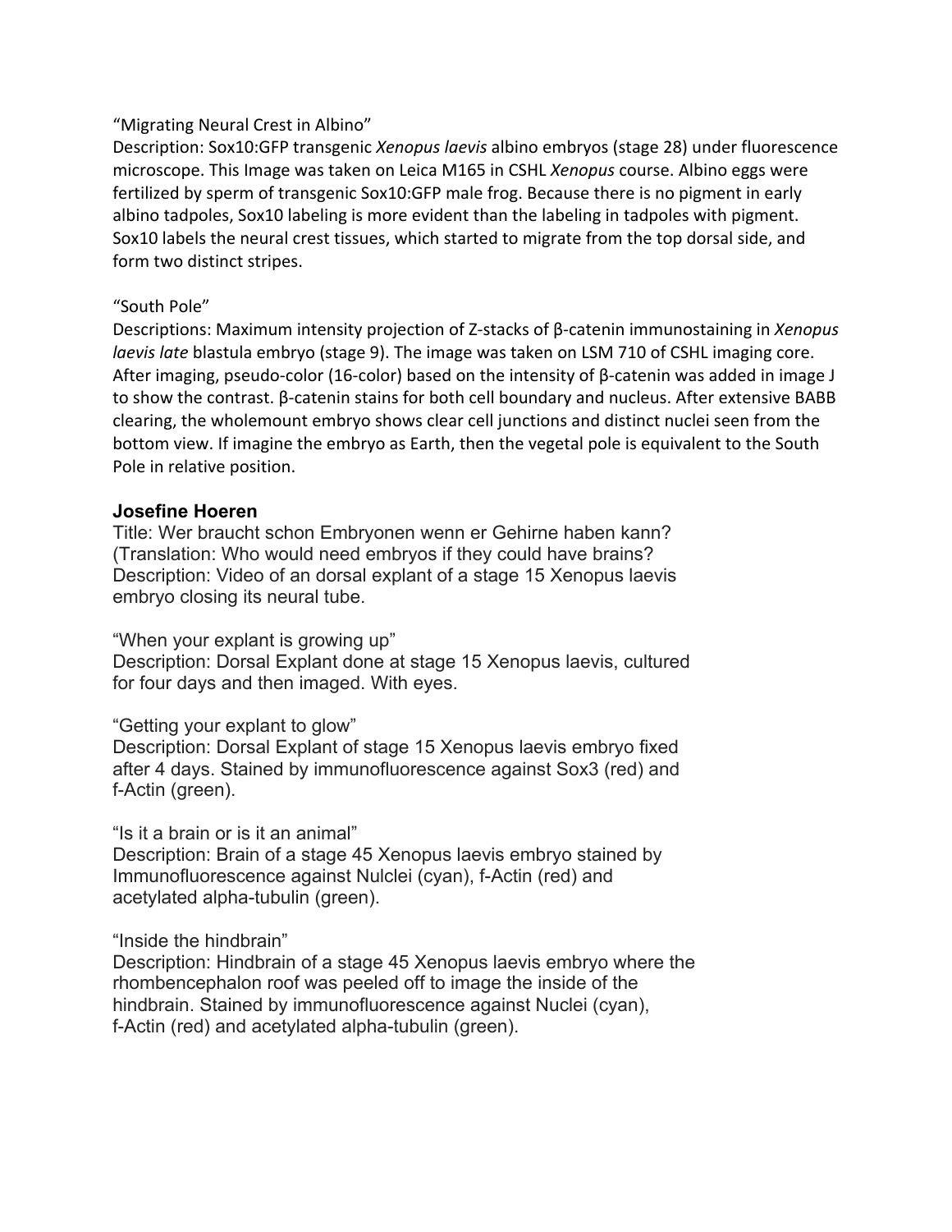"Migrating Neural Crest in Albino"
Description: Sox10:GFP transgenic *Xenopus laevis* albino embryos (stage 28) under fluorescence microscope. This Image was taken on Leica M165 in CSHL *Xenopus* course. Albino eggs were fertilized by sperm of transgenic Sox10:GFP male frog. Because there is no pigment in early albino tadpoles, Sox10 labeling is more evident than the labeling in tadpoles with pigment. Sox10 labels the neural crest tissues, which started to migrate from the top dorsal side, and form two distinct stripes.

"South Pole"
Descriptions: Maximum intensity projection of Z-stacks of β-catenin immunostaining in *Xenopus laevis late* blastula embryo (stage 9). The image was taken on LSM 710 of CSHL imaging core. After imaging, pseudo-color (16-color) based on the intensity of β-catenin was added in image J to show the contrast. β-catenin stains for both cell boundary and nucleus. After extensive BABB clearing, the wholemount embryo shows clear cell junctions and distinct nuclei seen from the bottom view. If imagine the embryo as Earth, then the vegetal pole is equivalent to the South Pole in relative position.

**Josefine Hoeren**
Title: Wer braucht schon Embryonen wenn er Gehirne haben kann? (Translation: Who would need embryos if they could have brains?
Description: Video of an dorsal explant of a stage 15 Xenopus laevis embryo closing its neural tube.

"When your explant is growing up"
Description: Dorsal Explant done at stage 15 Xenopus laevis, cultured for four days and then imaged. With eyes.

"Getting your explant to glow"
Description: Dorsal Explant of stage 15 Xenopus laevis embryo fixed after 4 days. Stained by immunofluorescence against Sox3 (red) and f-Actin (green).

"Is it a brain or is it an animal"
Description: Brain of a stage 45 Xenopus laevis embryo stained by Immunofluorescence against Nulclei (cyan), f-Actin (red) and acetylated alpha-tubulin (green).

"Inside the hindbrain"
Description: Hindbrain of a stage 45 Xenopus laevis embryo where the rhombencephalon roof was peeled off to image the inside of the hindbrain. Stained by immunofluorescence against Nuclei (cyan), f-Actin (red) and acetylated alpha-tubulin (green).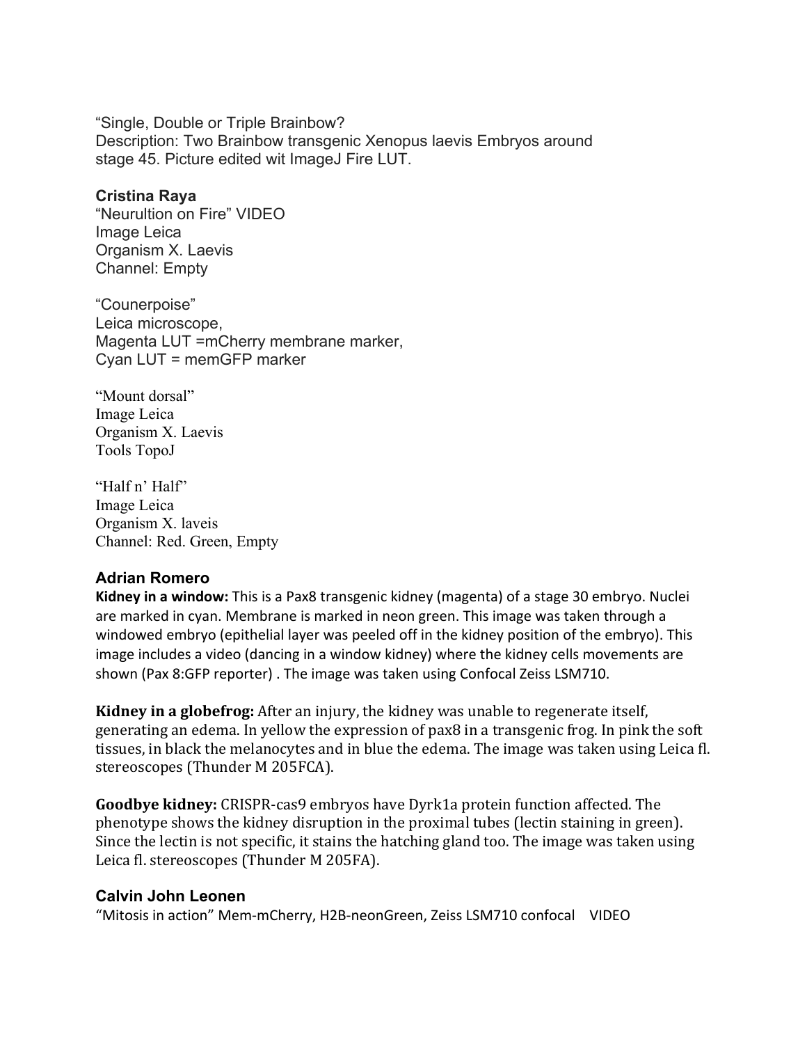"Single, Double or Triple Brainbow?
Description: Two Brainbow transgenic Xenopus laevis Embryos around stage 45. Picture edited wit ImageJ Fire LUT.

**Cristina Raya**
"Neurultion on Fire" VIDEO
Image Leica
Organism X. Laevis
Channel: Empty

"Counerpoise"
Leica microscope,
Magenta LUT =mCherry membrane marker,
Cyan LUT = memGFP marker

"Mount dorsal"
Image Leica
Organism X. Laevis
Tools TopoJ

"Half n' Half"
Image Leica
Organism X. laveis
Channel: Red. Green, Empty

**Adrian Romero**
**Kidney in a window:** This is a Pax8 transgenic kidney (magenta) of a stage 30 embryo. Nuclei are marked in cyan. Membrane is marked in neon green. This image was taken through a windowed embryo (epithelial layer was peeled off in the kidney position of the embryo). This image includes a video (dancing in a window kidney) where the kidney cells movements are shown (Pax 8:GFP reporter) . The image was taken using Confocal Zeiss LSM710.

**Kidney in a globefrog:** After an injury, the kidney was unable to regenerate itself, generating an edema. In yellow the expression of pax8 in a transgenic frog. In pink the soft tissues, in black the melanocytes and in blue the edema. The image was taken using Leica fl. stereoscopes (Thunder M 205FCA).

**Goodbye kidney:** CRISPR-cas9 embryos have Dyrk1a protein function affected. The phenotype shows the kidney disruption in the proximal tubes (lectin staining in green). Since the lectin is not specific, it stains the hatching gland too. The image was taken using Leica fl. stereoscopes (Thunder M 205FA).

**Calvin John Leonen**
"Mitosis in action" Mem-mCherry, H2B-neonGreen, Zeiss LSM710 confocal VIDEO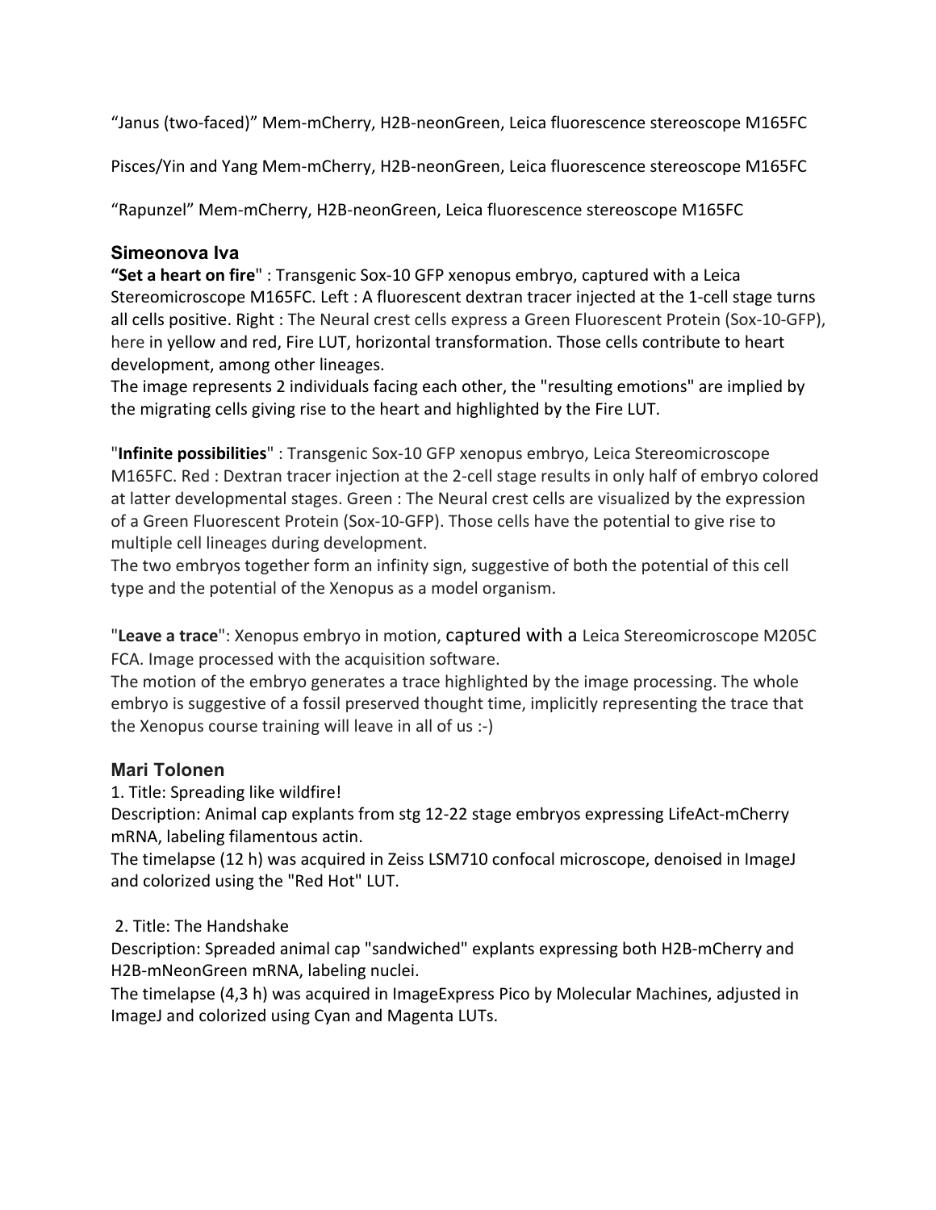“Janus (two-faced)” Mem-mCherry, H2B-neonGreen, Leica fluorescence stereoscope M165FC

Pisces/Yin and Yang Mem-mCherry, H2B-neonGreen, Leica fluorescence stereoscope M165FC

“Rapunzel” Mem-mCherry, H2B-neonGreen, Leica fluorescence stereoscope M165FC

### Simeonova Iva

**“Set a heart on fire**" : Transgenic Sox-10 GFP xenopus embryo, captured with a Leica Stereomicroscope M165FC. Left : A fluorescent dextran tracer injected at the 1-cell stage turns all cells positive. Right : The Neural crest cells express a Green Fluorescent Protein (Sox-10-GFP), here in yellow and red, Fire LUT, horizontal transformation. Those cells contribute to heart development, among other lineages.
The image represents 2 individuals facing each other, the "resulting emotions" are implied by the migrating cells giving rise to the heart and highlighted by the Fire LUT.

"**Infinite possibilities**" : Transgenic Sox-10 GFP xenopus embryo, Leica Stereomicroscope M165FC. Red : Dextran tracer injection at the 2-cell stage results in only half of embryo colored at latter developmental stages. Green : The Neural crest cells are visualized by the expression of a Green Fluorescent Protein (Sox-10-GFP). Those cells have the potential to give rise to multiple cell lineages during development.
The two embryos together form an infinity sign, suggestive of both the potential of this cell type and the potential of the Xenopus as a model organism.

"**Leave a trace**": Xenopus embryo in motion, captured with a Leica Stereomicroscope M205C FCA. Image processed with the acquisition software.
The motion of the embryo generates a trace highlighted by the image processing. The whole embryo is suggestive of a fossil preserved thought time, implicitly representing the trace that the Xenopus course training will leave in all of us :-)

### Mari Tolonen

1. Title: Spreading like wildfire!
Description: Animal cap explants from stg 12-22 stage embryos expressing LifeAct-mCherry mRNA, labeling filamentous actin.
The timelapse (12 h) was acquired in Zeiss LSM710 confocal microscope, denoised in ImageJ and colorized using the "Red Hot" LUT.

2. Title: The Handshake
Description: Spreaded animal cap "sandwiched" explants expressing both H2B-mCherry and H2B-mNeonGreen mRNA, labeling nuclei.
The timelapse (4,3 h) was acquired in ImageExpress Pico by Molecular Machines, adjusted in ImageJ and colorized using Cyan and Magenta LUTs.